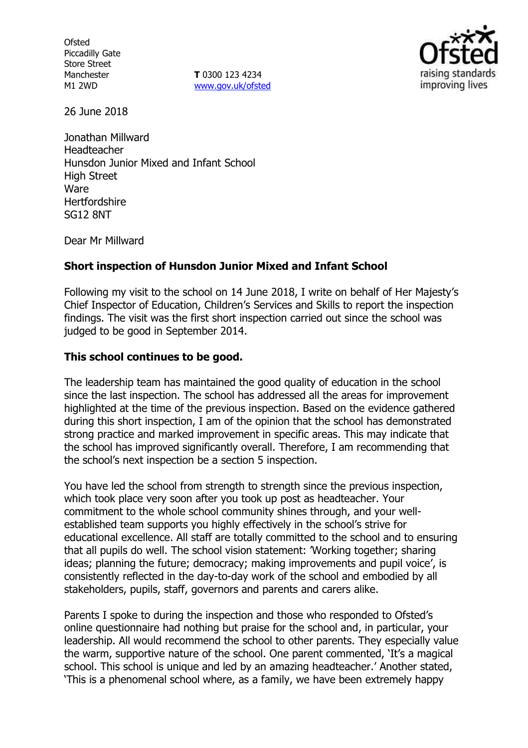Ofsted
Piccadilly Gate
Store Street
Manchester
M1 2WD

**T** 0300 123 4234
www.gov.uk/ofsted

26 June 2018

Jonathan Millward
Headteacher
Hunsdon Junior Mixed and Infant School
High Street
Ware
Hertfordshire
SG12 8NT

Dear Mr Millward

**Short inspection of Hunsdon Junior Mixed and Infant School**

Following my visit to the school on 14 June 2018, I write on behalf of Her Majesty's Chief Inspector of Education, Children's Services and Skills to report the inspection findings. The visit was the first short inspection carried out since the school was judged to be good in September 2014.

**This school continues to be good.**

The leadership team has maintained the good quality of education in the school since the last inspection. The school has addressed all the areas for improvement highlighted at the time of the previous inspection. Based on the evidence gathered during this short inspection, I am of the opinion that the school has demonstrated strong practice and marked improvement in specific areas. This may indicate that the school has improved significantly overall. Therefore, I am recommending that the school's next inspection be a section 5 inspection.

You have led the school from strength to strength since the previous inspection, which took place very soon after you took up post as headteacher. Your commitment to the whole school community shines through, and your well-established team supports you highly effectively in the school's strive for educational excellence. All staff are totally committed to the school and to ensuring that all pupils do well. The school vision statement: 'Working together; sharing ideas; planning the future; democracy; making improvements and pupil voice', is consistently reflected in the day-to-day work of the school and embodied by all stakeholders, pupils, staff, governors and parents and carers alike.

Parents I spoke to during the inspection and those who responded to Ofsted's online questionnaire had nothing but praise for the school and, in particular, your leadership. All would recommend the school to other parents. They especially value the warm, supportive nature of the school. One parent commented, 'It's a magical school. This school is unique and led by an amazing headteacher.' Another stated, 'This is a phenomenal school where, as a family, we have been extremely happy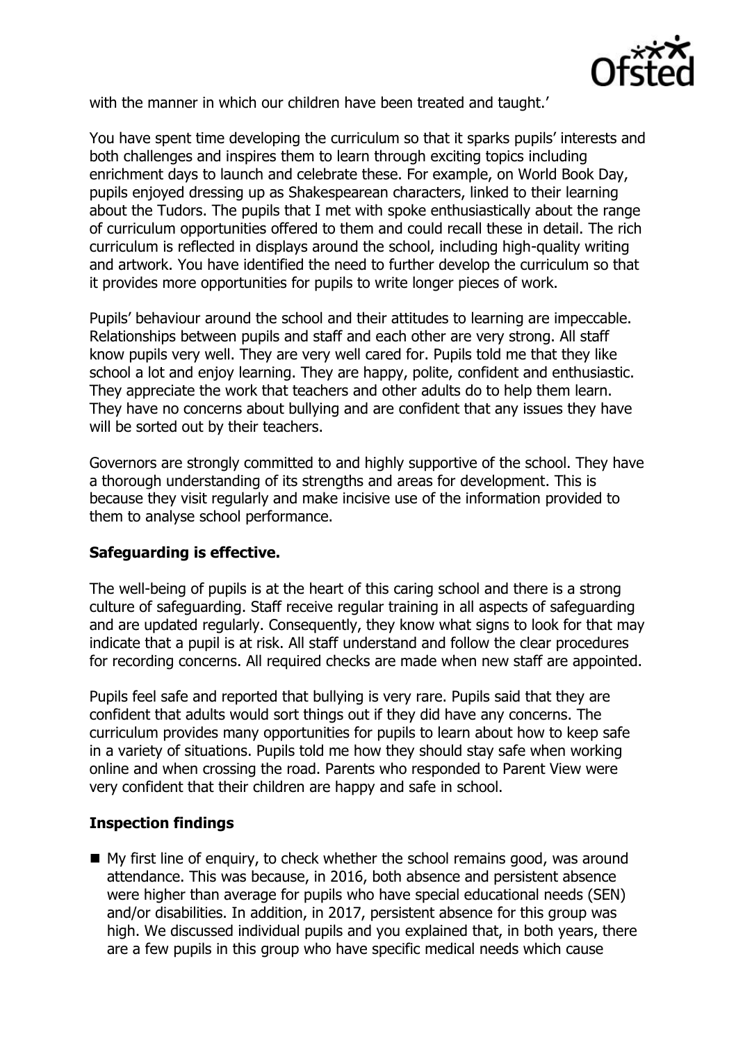with the manner in which our children have been treated and taught.'

You have spent time developing the curriculum so that it sparks pupils' interests and both challenges and inspires them to learn through exciting topics including enrichment days to launch and celebrate these. For example, on World Book Day, pupils enjoyed dressing up as Shakespearean characters, linked to their learning about the Tudors. The pupils that I met with spoke enthusiastically about the range of curriculum opportunities offered to them and could recall these in detail. The rich curriculum is reflected in displays around the school, including high-quality writing and artwork. You have identified the need to further develop the curriculum so that it provides more opportunities for pupils to write longer pieces of work.

Pupils' behaviour around the school and their attitudes to learning are impeccable. Relationships between pupils and staff and each other are very strong. All staff know pupils very well. They are very well cared for. Pupils told me that they like school a lot and enjoy learning. They are happy, polite, confident and enthusiastic. They appreciate the work that teachers and other adults do to help them learn. They have no concerns about bullying and are confident that any issues they have will be sorted out by their teachers.

Governors are strongly committed to and highly supportive of the school. They have a thorough understanding of its strengths and areas for development. This is because they visit regularly and make incisive use of the information provided to them to analyse school performance.

## Safeguarding is effective.

The well-being of pupils is at the heart of this caring school and there is a strong culture of safeguarding. Staff receive regular training in all aspects of safeguarding and are updated regularly. Consequently, they know what signs to look for that may indicate that a pupil is at risk. All staff understand and follow the clear procedures for recording concerns. All required checks are made when new staff are appointed.

Pupils feel safe and reported that bullying is very rare. Pupils said that they are confident that adults would sort things out if they did have any concerns. The curriculum provides many opportunities for pupils to learn about how to keep safe in a variety of situations. Pupils told me how they should stay safe when working online and when crossing the road. Parents who responded to Parent View were very confident that their children are happy and safe in school.

## Inspection findings

- My first line of enquiry, to check whether the school remains good, was around attendance. This was because, in 2016, both absence and persistent absence were higher than average for pupils who have special educational needs (SEN) and/or disabilities. In addition, in 2017, persistent absence for this group was high. We discussed individual pupils and you explained that, in both years, there are a few pupils in this group who have specific medical needs which cause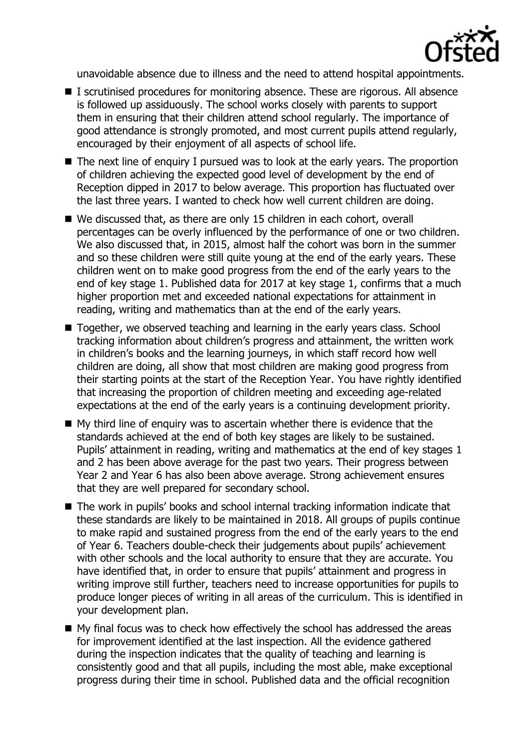unavoidable absence due to illness and the need to attend hospital appointments.

- I scrutinised procedures for monitoring absence. These are rigorous. All absence is followed up assiduously. The school works closely with parents to support them in ensuring that their children attend school regularly. The importance of good attendance is strongly promoted, and most current pupils attend regularly, encouraged by their enjoyment of all aspects of school life.
- The next line of enquiry I pursued was to look at the early years. The proportion of children achieving the expected good level of development by the end of Reception dipped in 2017 to below average. This proportion has fluctuated over the last three years. I wanted to check how well current children are doing.
- We discussed that, as there are only 15 children in each cohort, overall percentages can be overly influenced by the performance of one or two children. We also discussed that, in 2015, almost half the cohort was born in the summer and so these children were still quite young at the end of the early years. These children went on to make good progress from the end of the early years to the end of key stage 1. Published data for 2017 at key stage 1, confirms that a much higher proportion met and exceeded national expectations for attainment in reading, writing and mathematics than at the end of the early years.
- Together, we observed teaching and learning in the early years class. School tracking information about children's progress and attainment, the written work in children's books and the learning journeys, in which staff record how well children are doing, all show that most children are making good progress from their starting points at the start of the Reception Year. You have rightly identified that increasing the proportion of children meeting and exceeding age-related expectations at the end of the early years is a continuing development priority.
- My third line of enquiry was to ascertain whether there is evidence that the standards achieved at the end of both key stages are likely to be sustained. Pupils' attainment in reading, writing and mathematics at the end of key stages 1 and 2 has been above average for the past two years. Their progress between Year 2 and Year 6 has also been above average. Strong achievement ensures that they are well prepared for secondary school.
- The work in pupils' books and school internal tracking information indicate that these standards are likely to be maintained in 2018. All groups of pupils continue to make rapid and sustained progress from the end of the early years to the end of Year 6. Teachers double-check their judgements about pupils' achievement with other schools and the local authority to ensure that they are accurate. You have identified that, in order to ensure that pupils' attainment and progress in writing improve still further, teachers need to increase opportunities for pupils to produce longer pieces of writing in all areas of the curriculum. This is identified in your development plan.
- My final focus was to check how effectively the school has addressed the areas for improvement identified at the last inspection. All the evidence gathered during the inspection indicates that the quality of teaching and learning is consistently good and that all pupils, including the most able, make exceptional progress during their time in school. Published data and the official recognition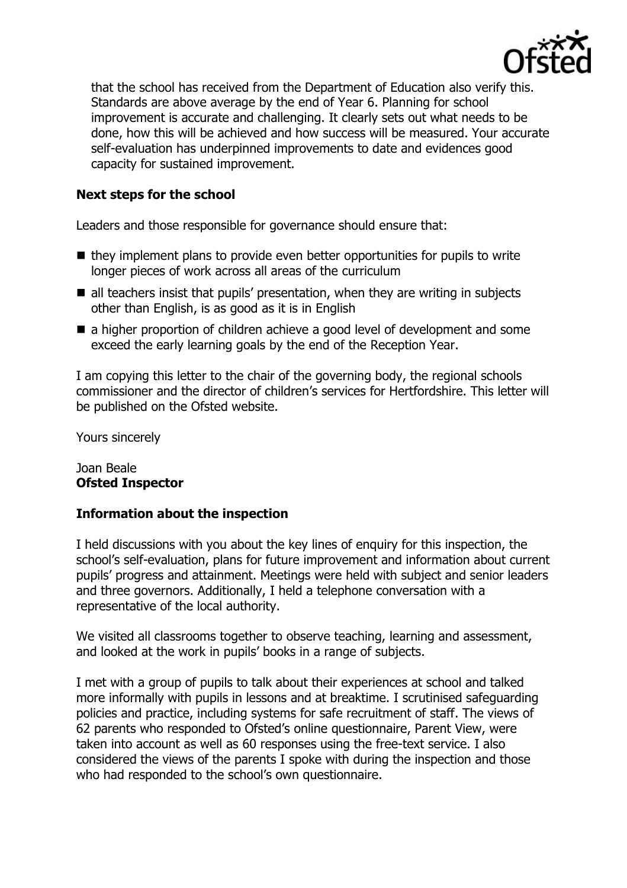that the school has received from the Department of Education also verify this. Standards are above average by the end of Year 6. Planning for school improvement is accurate and challenging. It clearly sets out what needs to be done, how this will be achieved and how success will be measured. Your accurate self-evaluation has underpinned improvements to date and evidences good capacity for sustained improvement.

## Next steps for the school

Leaders and those responsible for governance should ensure that:

- they implement plans to provide even better opportunities for pupils to write longer pieces of work across all areas of the curriculum
- all teachers insist that pupils' presentation, when they are writing in subjects other than English, is as good as it is in English
- a higher proportion of children achieve a good level of development and some exceed the early learning goals by the end of the Reception Year.

I am copying this letter to the chair of the governing body, the regional schools commissioner and the director of children's services for Hertfordshire. This letter will be published on the Ofsted website.

Yours sincerely

Joan Beale
**Ofsted Inspector**

## Information about the inspection

I held discussions with you about the key lines of enquiry for this inspection, the school's self-evaluation, plans for future improvement and information about current pupils' progress and attainment. Meetings were held with subject and senior leaders and three governors. Additionally, I held a telephone conversation with a representative of the local authority.

We visited all classrooms together to observe teaching, learning and assessment, and looked at the work in pupils' books in a range of subjects.

I met with a group of pupils to talk about their experiences at school and talked more informally with pupils in lessons and at breaktime. I scrutinised safeguarding policies and practice, including systems for safe recruitment of staff. The views of 62 parents who responded to Ofsted's online questionnaire, Parent View, were taken into account as well as 60 responses using the free-text service. I also considered the views of the parents I spoke with during the inspection and those who had responded to the school's own questionnaire.